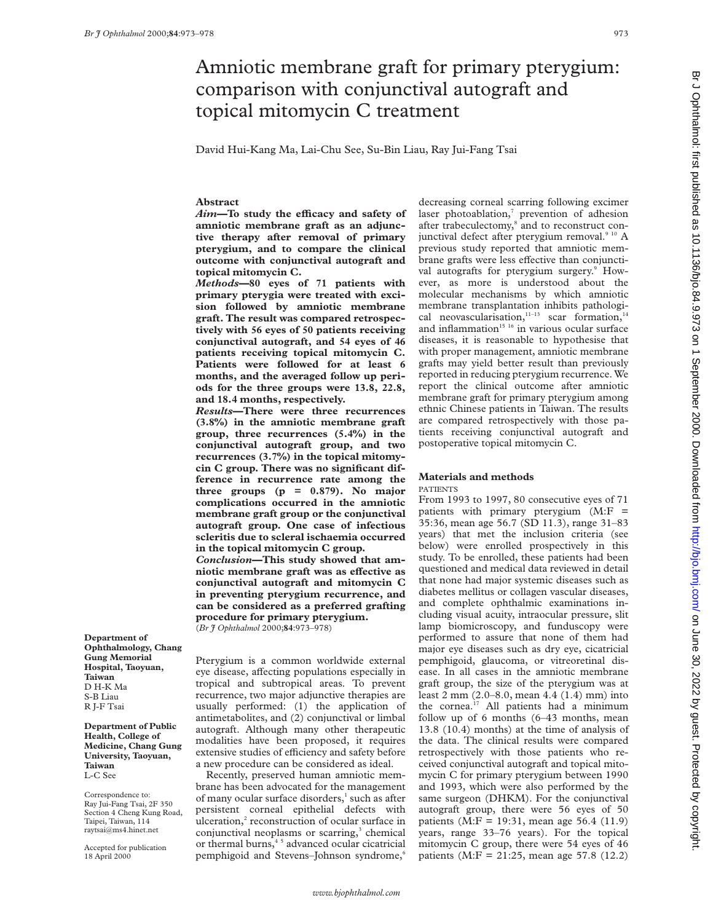# Amniotic membrane graft for primary pterygium: comparison with conjunctival autograft and topical mitomycin C treatment

David Hui-Kang Ma, Lai-Chu See, Su-Bin Liau, Ray Jui-Fang Tsai

## Abstract

***Aim*—To study the efficacy and safety of amniotic membrane graft as an adjunctive therapy after removal of primary pterygium, and to compare the clinical outcome with conjunctival autograft and topical mitomycin C.**

***Methods*—80 eyes of 71 patients with primary pterygia were treated with excision followed by amniotic membrane graft. The result was compared retrospectively with 56 eyes of 50 patients receiving conjunctival autograft, and 54 eyes of 46 patients receiving topical mitomycin C. Patients were followed for at least 6 months, and the averaged follow up periods for the three groups were 13.8, 22.8, and 18.4 months, respectively.**

***Results*—There were three recurrences (3.8%) in the amniotic membrane graft group, three recurrences (5.4%) in the conjunctival autograft group, and two recurrences (3.7%) in the topical mitomycin C group. There was no significant difference in recurrence rate among the three groups (p = 0.879). No major complications occurred in the amniotic membrane graft group or the conjunctival autograft group. One case of infectious scleritis due to scleral ischaemia occurred in the topical mitomycin C group.**

***Conclusion*—This study showed that amniotic membrane graft was as effective as conjunctival autograft and mitomycin C in preventing pterygium recurrence, and can be considered as a preferred grafting procedure for primary pterygium.**

(*Br J Ophthalmol* 2000;**84**:973–978)

**Department of Ophthalmology, Chang Gung Memorial Hospital, Taoyuan, Taiwan**
D H-K Ma
S-B Liau
R J-F Tsai

**Department of Public Health, College of Medicine, Chang Gung University, Taoyuan, Taiwan**
L-C See

Correspondence to: Ray Jui-Fang Tsai, 2F 350 Section 4 Cheng Kung Road, Taipei, Taiwan, 114
raytsai@ms4.hinet.net

Accepted for publication 18 April 2000

Pterygium is a common worldwide external eye disease, affecting populations especially in tropical and subtropical areas. To prevent recurrence, two major adjunctive therapies are usually performed: (1) the application of antimetabolites, and (2) conjunctival or limbal autograft. Although many other therapeutic modalities have been proposed, it requires extensive studies of efficiency and safety before a new procedure can be considered as ideal.

Recently, preserved human amniotic membrane has been advocated for the management of many ocular surface disorders,[1] such as after persistent corneal epithelial defects with ulceration,[2] reconstruction of ocular surface in conjunctival neoplasms or scarring,[3] chemical or thermal burns,[4 5] advanced ocular cicatricial pemphigoid and Stevens–Johnson syndrome,[6] decreasing corneal scarring following excimer laser photoablation,[7] prevention of adhesion after trabeculectomy,[8] and to reconstruct conjunctival defect after pterygium removal.[9 10] A previous study reported that amniotic membrane grafts were less effective than conjunctival autografts for pterygium surgery.[9] However, as more is understood about the molecular mechanisms by which amniotic membrane transplantation inhibits pathological neovascularisation,[11–13] scar formation,[14] and inflammation[15 16] in various ocular surface diseases, it is reasonable to hypothesise that with proper management, amniotic membrane grafts may yield better result than previously reported in reducing pterygium recurrence. We report the clinical outcome after amniotic membrane graft for primary pterygium among ethnic Chinese patients in Taiwan. The results are compared retrospectively with those patients receiving conjunctival autograft and postoperative topical mitomycin C.

## Materials and methods

### PATIENTS

From 1993 to 1997, 80 consecutive eyes of 71 patients with primary pterygium (M:F = 35:36, mean age 56.7 (SD 11.3), range 31–83 years) that met the inclusion criteria (see below) were enrolled prospectively in this study. To be enrolled, these patients had been questioned and medical data reviewed in detail that none had major systemic diseases such as diabetes mellitus or collagen vascular diseases, and complete ophthalmic examinations including visual acuity, intraocular pressure, slit lamp biomicroscopy, and funduscopy were performed to assure that none of them had major eye diseases such as dry eye, cicatricial pemphigoid, glaucoma, or vitreoretinal disease. In all cases in the amniotic membrane graft group, the size of the pterygium was at least 2 mm (2.0–8.0, mean 4.4 (1.4) mm) into the cornea.[17] All patients had a minimum follow up of 6 months (6–43 months, mean 13.8 (10.4) months) at the time of analysis of the data. The clinical results were compared retrospectively with those patients who received conjunctival autograft and topical mitomycin C for primary pterygium between 1990 and 1993, which were also performed by the same surgeon (DHKM). For the conjunctival autograft group, there were 56 eyes of 50 patients (M:F = 19:31, mean age 56.4 (11.9) years, range 33–76 years). For the topical mitomycin C group, there were 54 eyes of 46 patients (M:F = 21:25, mean age 57.8 (12.2)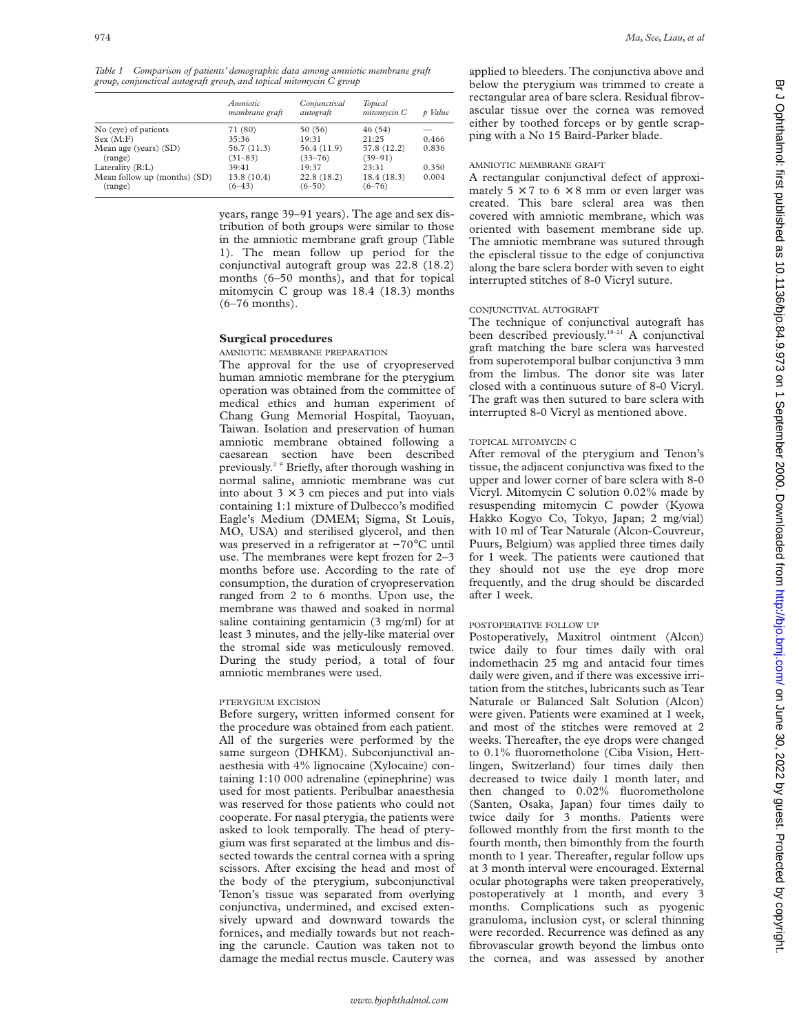*Table 1 Comparison of patients' demographic data among amniotic membrane graft group, conjunctival autograft group, and topical mitomycin C group*

| | *Amniotic membrane graft* | *Conjunctival autograft* | *Topical mitomycin C* | *p Value* |
|---|---|---|---|---|
| No (eye) of patients | 71 (80) | 50 (56) | 46 (54) | — |
| Sex (M:F) | 35:36 | 19:31 | 21:25 | 0.466 |
| Mean age (years) (SD) (range) | 56.7 (11.3) (31–83) | 56.4 (11.9) (33–76) | 57.8 (12.2) (39–91) | 0.836 |
| Laterality (R:L) | 39:41 | 19:37 | 23:31 | 0.350 |
| Mean follow up (months) (SD) (range) | 13.8 (10.4) (6–43) | 22.8 (18.2) (6–50) | 18.4 (18.3) (6–76) | 0.004 |

years, range 39–91 years). The age and sex distribution of both groups were similar to those in the amniotic membrane graft group (Table 1). The mean follow up period for the conjunctival autograft group was 22.8 (18.2) months (6–50 months), and that for topical mitomycin C group was 18.4 (18.3) months (6–76 months).

## Surgical procedures

### AMNIOTIC MEMBRANE PREPARATION

The approval for the use of cryopreserved human amniotic membrane for the pterygium operation was obtained from the committee of medical ethics and human experiment of Chang Gung Memorial Hospital, Taoyuan, Taiwan. Isolation and preservation of human amniotic membrane obtained following a caesarean section have been described previously.[2 9] Briefly, after thorough washing in normal saline, amniotic membrane was cut into about 3 × 3 cm pieces and put into vials containing 1:1 mixture of Dulbecco's modified Eagle's Medium (DMEM; Sigma, St Louis, MO, USA) and sterilised glycerol, and then was preserved in a refrigerator at −70°C until use. The membranes were kept frozen for 2–3 months before use. According to the rate of consumption, the duration of cryopreservation ranged from 2 to 6 months. Upon use, the membrane was thawed and soaked in normal saline containing gentamicin (3 mg/ml) for at least 3 minutes, and the jelly-like material over the stromal side was meticulously removed. During the study period, a total of four amniotic membranes were used.

### PTERYGIUM EXCISION

Before surgery, written informed consent for the procedure was obtained from each patient. All of the surgeries were performed by the same surgeon (DHKM). Subconjunctival anaesthesia with 4% lignocaine (Xylocaine) containing 1:10 000 adrenaline (epinephrine) was used for most patients. Peribulbar anaesthesia was reserved for those patients who could not cooperate. For nasal pterygia, the patients were asked to look temporally. The head of pterygium was first separated at the limbus and dissected towards the central cornea with a spring scissors. After excising the head and most of the body of the pterygium, subconjunctival Tenon's tissue was separated from overlying conjunctiva, undermined, and excised extensively upward and downward towards the fornices, and medially towards but not reaching the caruncle. Caution was taken not to damage the medial rectus muscle. Cautery was applied to bleeders. The conjunctiva above and below the pterygium was trimmed to create a rectangular area of bare sclera. Residual fibrovascular tissue over the cornea was removed either by toothed forceps or by gentle scrapping with a No 15 Baird-Parker blade.

### AMNIOTIC MEMBRANE GRAFT

A rectangular conjunctival defect of approximately 5 × 7 to 6 × 8 mm or even larger was created. This bare scleral area was then covered with amniotic membrane, which was oriented with basement membrane side up. The amniotic membrane was sutured through the episcleral tissue to the edge of conjunctiva along the bare sclera border with seven to eight interrupted stitches of 8-0 Vicryl suture.

### CONJUNCTIVAL AUTOGRAFT

The technique of conjunctival autograft has been described previously.[18–21] A conjunctival graft matching the bare sclera was harvested from superotemporal bulbar conjunctiva 3 mm from the limbus. The donor site was later closed with a continuous suture of 8-0 Vicryl. The graft was then sutured to bare sclera with interrupted 8-0 Vicryl as mentioned above.

### TOPICAL MITOMYCIN C

After removal of the pterygium and Tenon's tissue, the adjacent conjunctiva was fixed to the upper and lower corner of bare sclera with 8-0 Vicryl. Mitomycin C solution 0.02% made by resuspending mitomycin C powder (Kyowa Hakko Kogyo Co, Tokyo, Japan; 2 mg/vial) with 10 ml of Tear Naturale (Alcon-Couvreur, Puurs, Belgium) was applied three times daily for 1 week. The patients were cautioned that they should not use the eye drop more frequently, and the drug should be discarded after 1 week.

### POSTOPERATIVE FOLLOW UP

Postoperatively, Maxitrol ointment (Alcon) twice daily to four times daily with oral indomethacin 25 mg and antacid four times daily were given, and if there was excessive irritation from the stitches, lubricants such as Tear Naturale or Balanced Salt Solution (Alcon) were given. Patients were examined at 1 week, and most of the stitches were removed at 2 weeks. Thereafter, the eye drops were changed to 0.1% fluorometholone (Ciba Vision, Hettlingen, Switzerland) four times daily then decreased to twice daily 1 month later, and then changed to 0.02% fluorometholone (Santen, Osaka, Japan) four times daily to twice daily for 3 months. Patients were followed monthly from the first month to the fourth month, then bimonthly from the fourth month to 1 year. Thereafter, regular follow ups at 3 month interval were encouraged. External ocular photographs were taken preoperatively, postoperatively at 1 month, and every 3 months. Complications such as pyogenic granuloma, inclusion cyst, or scleral thinning were recorded. Recurrence was defined as any fibrovascular growth beyond the limbus onto the cornea, and was assessed by another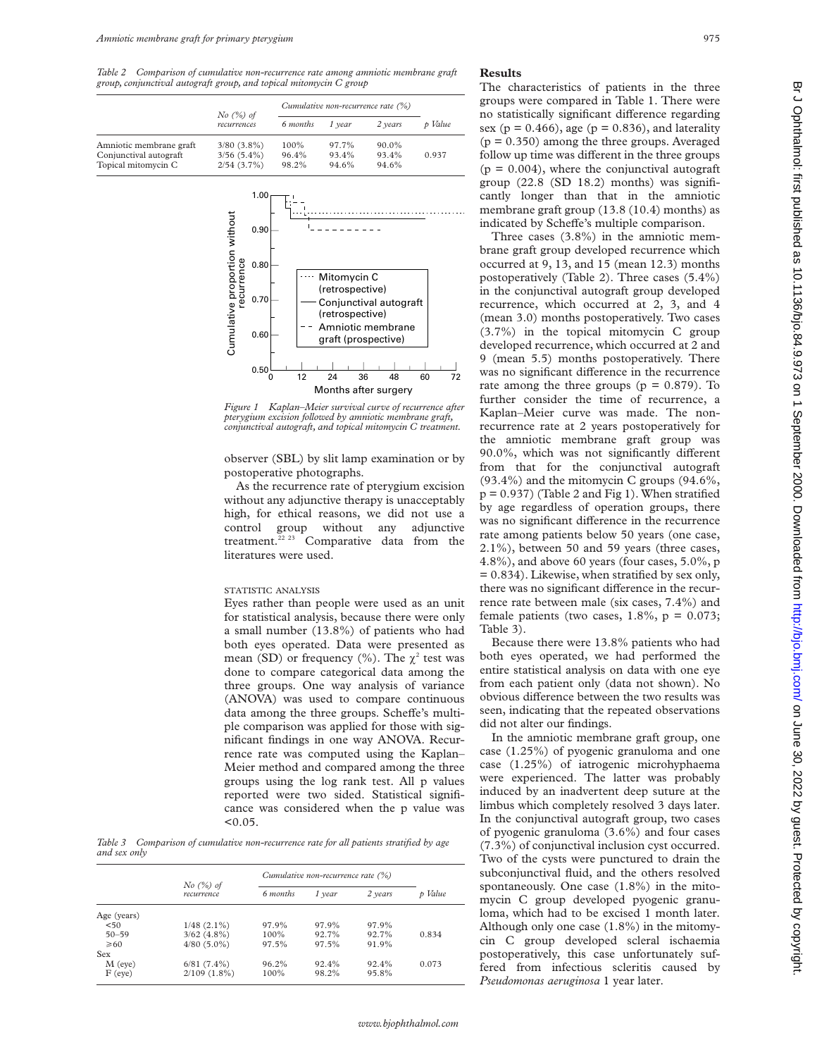*Table 2 Comparison of cumulative non-recurrence rate among amniotic membrane graft group, conjunctival autograft group, and topical mitomycin C group*

| | No (%) of recurrences | Cumulative non-recurrence rate (%) | | | p Value |
|---|---|---|---|---|---|
| | | 6 months | 1 year | 2 years | |
| Amniotic membrane graft | 3/80 (3.8%) | 100% | 97.7% | 90.0% | |
| Conjunctival autograft | 3/56 (5.4%) | 96.4% | 93.4% | 93.4% | 0.937 |
| Topical mitomycin C | 2/54 (3.7%) | 98.2% | 94.6% | 94.6% | |

*Figure 1 Kaplan–Meier survival curve of recurrence after pterygium excision followed by amniotic membrane graft, conjunctival autograft, and topical mitomycin C treatment.*

observer (SBL) by slit lamp examination or by postoperative photographs.

As the recurrence rate of pterygium excision without any adjunctive therapy is unacceptably high, for ethical reasons, we did not use a control group without any adjunctive treatment.[22 23] Comparative data from the literatures were used.

### STATISTIC ANALYSIS

Eyes rather than people were used as an unit for statistical analysis, because there were only a small number (13.8%) of patients who had both eyes operated. Data were presented as mean (SD) or frequency (%). The $\chi^2$ test was done to compare categorical data among the three groups. One way analysis of variance (ANOVA) was used to compare continuous data among the three groups. Scheffe's multiple comparison was applied for those with significant findings in one way ANOVA. Recurrence rate was computed using the Kaplan–Meier method and compared among the three groups using the log rank test. All p values reported were two sided. Statistical significance was considered when the p value was <0.05.

*Table 3 Comparison of cumulative non-recurrence rate for all patients stratified by age and sex only*

| | No (%) of recurrence | Cumulative non-recurrence rate (%) | | | p Value |
|---|---|---|---|---|---|
| | | 6 months | 1 year | 2 years | |
| Age (years) | | | | | |
| <50 | 1/48 (2.1%) | 97.9% | 97.9% | 97.9% | |
| 50–59 | 3/62 (4.8%) | 100% | 92.7% | 92.7% | 0.834 |
| ≥60 | 4/80 (5.0%) | 97.5% | 97.5% | 91.9% | |
| Sex | | | | | |
| M (eye) | 6/81 (7.4%) | 96.2% | 92.4% | 92.4% | 0.073 |
| F (eye) | 2/109 (1.8%) | 100% | 98.2% | 95.8% | |

## Results

The characteristics of patients in the three groups were compared in Table 1. There were no statistically significant difference regarding sex (p = 0.466), age (p = 0.836), and laterality (p = 0.350) among the three groups. Averaged follow up time was different in the three groups (p = 0.004), where the conjunctival autograft group (22.8 (SD 18.2) months) was significantly longer than that in the amniotic membrane graft group (13.8 (10.4) months) as indicated by Scheffe's multiple comparison.

Three cases (3.8%) in the amniotic membrane graft group developed recurrence which occurred at 9, 13, and 15 (mean 12.3) months postoperatively (Table 2). Three cases (5.4%) in the conjunctival autograft group developed recurrence, which occurred at 2, 3, and 4 (mean 3.0) months postoperatively. Two cases (3.7%) in the topical mitomycin C group developed recurrence, which occurred at 2 and 9 (mean 5.5) months postoperatively. There was no significant difference in the recurrence rate among the three groups (p = 0.879). To further consider the time of recurrence, a Kaplan–Meier curve was made. The non-recurrence rate at 2 years postoperatively for the amniotic membrane graft group was 90.0%, which was not significantly different from that for the conjunctival autograft (93.4%) and the mitomycin C groups (94.6%, p = 0.937) (Table 2 and Fig 1). When stratified by age regardless of operation groups, there was no significant difference in the recurrence rate among patients below 50 years (one case, 2.1%), between 50 and 59 years (three cases, 4.8%), and above 60 years (four cases, 5.0%, p = 0.834). Likewise, when stratified by sex only, there was no significant difference in the recurrence rate between male (six cases, 7.4%) and female patients (two cases, 1.8%, p = 0.073; Table 3).

Because there were 13.8% patients who had both eyes operated, we had performed the entire statistical analysis on data with one eye from each patient only (data not shown). No obvious difference between the two results was seen, indicating that the repeated observations did not alter our findings.

In the amniotic membrane graft group, one case (1.25%) of pyogenic granuloma and one case (1.25%) of iatrogenic microhyphaema were experienced. The latter was probably induced by an inadvertent deep suture at the limbus which completely resolved 3 days later. In the conjunctival autograft group, two cases of pyogenic granuloma (3.6%) and four cases (7.3%) of conjunctival inclusion cyst occurred. Two of the cysts were punctured to drain the subconjunctival fluid, and the others resolved spontaneously. One case (1.8%) in the mitomycin C group developed pyogenic granuloma, which had to be excised 1 month later. Although only one case (1.8%) in the mitomycin C group developed scleral ischaemia postoperatively, this case unfortunately suffered from infectious scleritis caused by *Pseudomonas aeruginosa* 1 year later.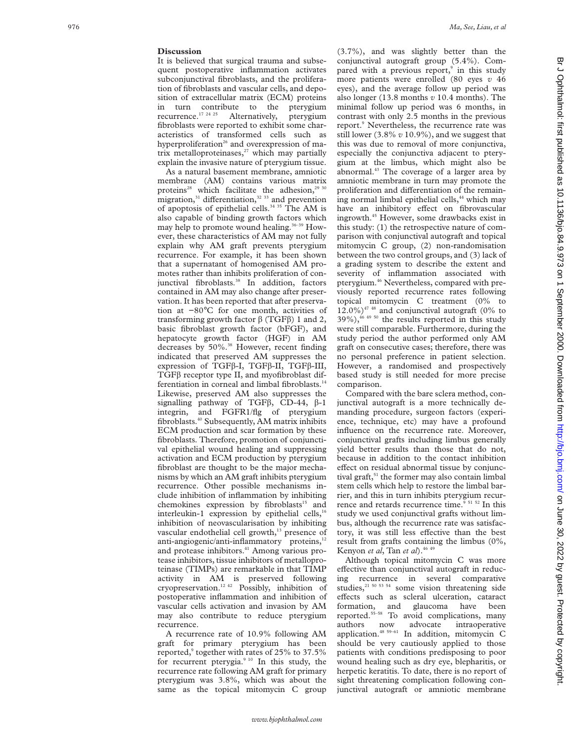## Discussion

It is believed that surgical trauma and subsequent postoperative inflammation activates subconjunctival fibroblasts, and the proliferation of fibroblasts and vascular cells, and deposition of extracellular matrix (ECM) proteins in turn contribute to the pterygium recurrence.[17 24 25] Alternatively, pterygium fibroblasts were reported to exhibit some characteristics of transformed cells such as hyperproliferation[26] and overexpression of matrix metalloproteinases,[27] which may partially explain the invasive nature of pterygium tissue.

As a natural basement membrane, amniotic membrane (AM) contains various matrix proteins[28] which facilitate the adhesion,[29 30] migration,[31] differentiation,[32 33] and prevention of apoptosis of epithelial cells.[34 35] The AM is also capable of binding growth factors which may help to promote wound healing.[36–39] However, these characteristics of AM may not fully explain why AM graft prevents pterygium recurrence. For example, it has been shown that a supernatant of homogenised AM promotes rather than inhibits proliferation of conjunctival fibroblasts.[38] In addition, factors contained in AM may also change after preservation. It has been reported that after preservation at −80°C for one month, activities of transforming growth factor β (TGFβ) 1 and 2, basic fibroblast growth factor (bFGF), and hepatocyte growth factor (HGF) in AM decreases by 50%.[38] However, recent finding indicated that preserved AM suppresses the expression of TGFβ-I, TGFβ-II, TGFβ-III, TGFβ receptor type II, and myofibroblast differentiation in corneal and limbal fibroblasts.[14] Likewise, preserved AM also suppresses the signalling pathway of TGFβ, CD-44, β-1 integrin, and FGFR1/flg of pterygium fibroblasts.[40] Subsequently, AM matrix inhibits ECM production and scar formation by these fibroblasts. Therefore, promotion of conjunctival epithelial wound healing and suppressing activation and ECM production by pterygium fibroblast are thought to be the major mechanisms by which an AM graft inhibits pterygium recurrence. Other possible mechanisms include inhibition of inflammation by inhibiting chemokines expression by fibroblasts[15] and interleukin-1 expression by epithelial cells,[16] inhibition of neovascularisation by inhibiting vascular endothelial cell growth,[13] presence of anti-angiogenic/anti-inflammatory proteins,[12] and protease inhibitors.[41] Among various protease inhibitors, tissue inhibitors of metalloproteinase (TIMPs) are remarkable in that TIMP activity in AM is preserved following cryopreservation.[12 42] Possibly, inhibition of postoperative inflammation and inhibition of vascular cells activation and invasion by AM may also contribute to reduce pterygium recurrence.

A recurrence rate of 10.9% following AM graft for primary pterygium has been reported,[9] together with rates of 25% to 37.5% for recurrent pterygia.[9 10] In this study, the recurrence rate following AM graft for primary pterygium was 3.8%, which was about the same as the topical mitomycin C group (3.7%), and was slightly better than the conjunctival autograft group (5.4%). Compared with a previous report,[9] in this study more patients were enrolled (80 eyes *v* 46 eyes), and the average follow up period was also longer (13.8 months *v* 10.4 months). The minimal follow up period was 6 months, in contrast with only 2.5 months in the previous report.[9] Nevertheless, the recurrence rate was still lower (3.8% *v* 10.9%), and we suggest that this was due to removal of more conjunctiva, especially the conjunctiva adjacent to pterygium at the limbus, which might also be abnormal.[43] The coverage of a larger area by amniotic membrane in turn may promote the proliferation and differentiation of the remaining normal limbal epithelial cells,[44] which may have an inhibitory effect on fibrovascular ingrowth.[45] However, some drawbacks exist in this study: (1) the retrospective nature of comparison with conjunctival autograft and topical mitomycin C group, (2) non-randomisation between the two control groups, and (3) lack of a grading system to describe the extent and severity of inflammation associated with pterygium.[46] Nevertheless, compared with previously reported recurrence rates following topical mitomycin C treatment (0% to 12.0%)[47 48] and conjunctival autograft (0% to 39%),[46 49 50] the results reported in this study were still comparable. Furthermore, during the study period the author performed only AM graft on consecutive cases; therefore, there was no personal preference in patient selection. However, a randomised and prospectively based study is still needed for more precise comparison.

Compared with the bare sclera method, conjunctival autograft is a more technically demanding procedure, surgeon factors (experience, technique, etc) may have a profound influence on the recurrence rate. Moreover, conjunctival grafts including limbus generally yield better results than those that do not, because in addition to the contact inhibition effect on residual abnormal tissue by conjunctival graft,[51] the former may also contain limbal stem cells which help to restore the limbal barrier, and this in turn inhibits pterygium recurrence and retards recurrence time.[9 51 52] In this study we used conjunctival grafts without limbus, although the recurrence rate was satisfactory, it was still less effective than the best result from grafts containing the limbus (0%, Kenyon *et al*, Tan *et al*).[46 49]

Although topical mitomycin C was more effective than conjunctival autograft in reducing recurrence in several comparative studies,[21 50 53 54] some vision threatening side effects such as scleral ulceration, cataract formation, and glaucoma have been reported.[55–58] To avoid complications, many authors now advocate intraoperative application.[48 59–61] In addition, mitomycin C should be very cautiously applied to those patients with conditions predisposing to poor wound healing such as dry eye, blepharitis, or herpetic keratitis. To date, there is no report of sight threatening complication following conjunctival autograft or amniotic membrane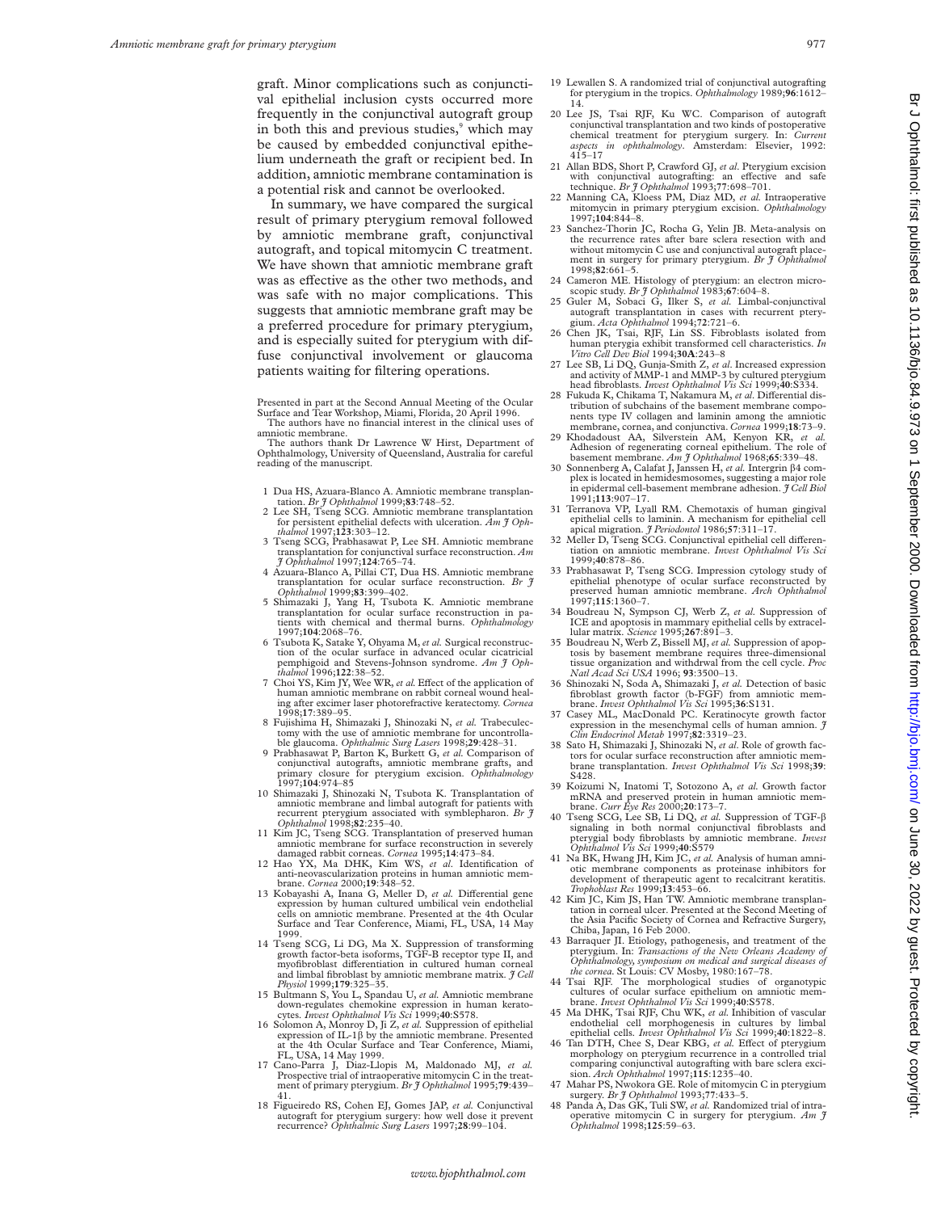graft. Minor complications such as conjunctival epithelial inclusion cysts occurred more frequently in the conjunctival autograft group in both this and previous studies,[9] which may be caused by embedded conjunctival epithelium underneath the graft or recipient bed. In addition, amniotic membrane contamination is a potential risk and cannot be overlooked.

In summary, we have compared the surgical result of primary pterygium removal followed by amniotic membrane graft, conjunctival autograft, and topical mitomycin C treatment. We have shown that amniotic membrane graft was as effective as the other two methods, and was safe with no major complications. This suggests that amniotic membrane graft may be a preferred procedure for primary pterygium, and is especially suited for pterygium with diffuse conjunctival involvement or glaucoma patients waiting for filtering operations.

Presented in part at the Second Annual Meeting of the Ocular Surface and Tear Workshop, Miami, Florida, 20 April 1996.

The authors have no financial interest in the clinical uses of amniotic membrane.

The authors thank Dr Lawrence W Hirst, Department of Ophthalmology, University of Queensland, Australia for careful reading of the manuscript.

1. Dua HS, Azuara-Blanco A. Amniotic membrane transplantation. *Br J Ophthalmol* 1999;**83**:748–52.
2. Lee SH, Tseng SCG. Amniotic membrane transplantation for persistent epithelial defects with ulceration. *Am J Ophthalmol* 1997;**123**:303–12.
3. Tseng SCG, Prabhasawat P, Lee SH. Amniotic membrane transplantation for conjunctival surface reconstruction. *Am J Ophthalmol* 1997;**124**:765–74.
4. Azuara-Blanco A, Pillai CT, Dua HS. Amniotic membrane transplantation for ocular surface reconstruction. *Br J Ophthalmol* 1999;**83**:399–402.
5. Shimazaki J, Yang H, Tsubota K. Amniotic membrane transplantation for ocular surface reconstruction in patients with chemical and thermal burns. *Ophthalmology* 1997;**104**:2068–76.
6. Tsubota K, Satake Y, Ohyama M, *et al.* Surgical reconstruction of the ocular surface in advanced ocular cicatricial pemphigoid and Stevens-Johnson syndrome. *Am J Ophthalmol* 1996;**122**:38–52.
7. Choi YS, Kim JY, Wee WR, *et al.* Effect of the application of human amniotic membrane on rabbit corneal wound healing after excimer laser photorefractive keratectomy. *Cornea* 1998;**17**:389–95.
8. Fujishima H, Shimazaki J, Shinozaki N, *et al.* Trabeculectomy with the use of amniotic membrane for uncontrollable glaucoma. *Ophthalmic Surg Lasers* 1998;**29**:428–31.
9. Prabhasawat P, Barton K, Burkett G, *et al.* Comparison of conjunctival autografts, amniotic membrane grafts, and primary closure for pterygium excision. *Ophthalmology* 1997;**104**:974–85
10. Shimazaki J, Shinozaki N, Tsubota K. Transplantation of amniotic membrane and limbal autograft for patients with recurrent pterygium associated with symblepharon. *Br J Ophthalmol* 1998;**82**:235–40.
11. Kim JC, Tseng SCG. Transplantation of preserved human amniotic membrane for surface reconstruction in severely damaged rabbit corneas. *Cornea* 1995;**14**:473–84.
12. Hao YX, Ma DHK, Kim WS, *et al.* Identification of anti-neovascularization proteins in human amniotic membrane. *Cornea* 2000;**19**:348–52.
13. Kobayashi A, Inana G, Meller D, *et al.* Differential gene expression by human cultured umbilical vein endothelial cells on amniotic membrane. Presented at the 4th Ocular Surface and Tear Conference, Miami, FL, USA, 14 May 1999.
14. Tseng SCG, Li DG, Ma X. Suppression of transforming growth factor-beta isoforms, TGF-B receptor type II, and myofibroblast differentiation in cultured human corneal and limbal fibroblast by amniotic membrane matrix. *J Cell Physiol* 1999;**179**:325–35.
15. Bultmann S, You L, Spandau U, *et al.* Amniotic membrane down-regulates chemokine expression in human keratocytes. *Invest Ophthalmol Vis Sci* 1999;**40**:S578.
16. Solomon A, Monroy D, Ji Z, *et al.* Suppression of epithelial expression of IL-1β by the amniotic membrane. Presented at the 4th Ocular Surface and Tear Conference, Miami, FL, USA, 14 May 1999.
17. Cano-Parra J, Diaz-Llopis M, Maldonado MJ, *et al.* Prospective trial of intraoperative mitomycin C in the treatment of primary pterygium. *Br J Ophthalmol* 1995;**79**:439–41.
18. Figueiredo RS, Cohen EJ, Gomes JAP, *et al.* Conjunctival autograft for pterygium surgery: how well dose it prevent recurrence? *Ophthalmic Surg Lasers* 1997;**28**:99–104.
19. Lewallen S. A randomized trial of conjunctival autografting for pterygium in the tropics. *Ophthalmology* 1989;**96**:1612–14.
20. Lee JS, Tsai RJF, Ku WC. Comparison of autograft conjunctival transplantation and two kinds of postoperative chemical treatment for pterygium surgery. In: *Current aspects in ophthalmology*. Amsterdam: Elsevier, 1992: 415–17
21. Allan BDS, Short P, Crawford GJ, *et al.* Pterygium excision with conjunctival autografting: an effective and safe technique. *Br J Ophthalmol* 1993;**77**:698–701.
22. Manning CA, Kloess PM, Diaz MD, *et al.* Intraoperative mitomycin in primary pterygium excision. *Ophthalmology* 1997;**104**:844–8.
23. Sanchez-Thorin JC, Rocha G, Yelin JB. Meta-analysis on the recurrence rates after bare sclera resection with and without mitomycin C use and conjunctival autograft placement in surgery for primary pterygium. *Br J Ophthalmol* 1998;**82**:661–5.
24. Cameron ME. Histology of pterygium: an electron microscopic study. *Br J Ophthalmol* 1983;**67**:604–8.
25. Guler M, Sobaci G, Ilker S, *et al.* Limbal-conjunctival autograft transplantation in cases with recurrent pterygium. *Acta Ophthalmol* 1994;**72**:721–6.
26. Chen JK, Tsai, RJF, Lin SS. Fibroblasts isolated from human pterygia exhibit transformed cell characteristics. *In Vitro Cell Dev Biol* 1994;**30A**:243–8
27. Lee SB, Li DQ, Gunja-Smith Z, *et al.* Increased expression and activity of MMP-1 and MMP-3 by cultured pterygium head fibroblasts. *Invest Ophthalmol Vis Sci* 1999;**40**:S334.
28. Fukuda K, Chikama T, Nakamura M, *et al.* Differential distribution of subchains of the basement membrane components type IV collagen and laminin among the amniotic membrane, cornea, and conjunctiva. *Cornea* 1999;**18**:73–9.
29. Khodadoust AA, Silverstein AM, Kenyon KR, *et al.* Adhesion of regenerating corneal epithelium. The role of basement membrane. *Am J Ophthalmol* 1968;**65**:339–48.
30. Sonnenberg A, Calafat J, Janssen H, *et al.* Intergrin β4 complex is located in hemidesmosomes, suggesting a major role in epidermal cell-basement membrane adhesion. *J Cell Biol* 1991;**113**:907–17.
31. Terranova VP, Lyall RM. Chemotaxis of human gingival epithelial cells to laminin. A mechanism for epithelial cell apical migration. *J Periodontol* 1986;**57**:311–17.
32. Meller D, Tseng SCG. Conjunctival epithelial cell differentiation on amniotic membrane. *Invest Ophthalmol Vis Sci* 1999;**40**:878–86.
33. Prabhasawat P, Tseng SCG. Impression cytology study of epithelial phenotype of ocular surface reconstructed by preserved human amniotic membrane. *Arch Ophthalmol* 1997;**115**:1360–7.
34. Boudreau N, Sympson CJ, Werb Z, *et al.* Suppression of ICE and apoptosis in mammary epithelial cells by extracellular matrix. *Science* 1995;**267**:891–3.
35. Boudreau N, Werb Z, Bissell MJ, *et al.* Suppression of apoptosis by basement membrane requires three-dimensional tissue organization and withdrwal from the cell cycle. *Proc Natl Acad Sci USA* 1996; **93**:3500–13.
36. Shinozaki N, Soda A, Shimazaki J, *et al.* Detection of basic fibroblast growth factor (b-FGF) from amniotic membrane. *Invest Ophthalmol Vis Sci* 1995;**36**:S131.
37. Casey ML, MacDonald PC. Keratinocyte growth factor expression in the mesenchymal cells of human amnion. *J Clin Endocrinol Metab* 1997;**82**:3319–23.
38. Sato H, Shimazaki J, Shinozaki N, *et al.* Role of growth factors for ocular surface reconstruction after amniotic membrane transplantation. *Invest Ophthalmol Vis Sci* 1998;**39**: S428.
39. Koizumi N, Inatomi T, Sotozono A, *et al.* Growth factor mRNA and preserved protein in human amniotic membrane. *Curr Eye Res* 2000;**20**:173–7.
40. Tseng SCG, Lee SB, Li DQ, *et al.* Suppression of TGF-β signaling in both normal conjunctival fibroblasts and pterygial body fibroblasts by amniotic membrane. *Invest Ophthalmol Vis Sci* 1999;**40**:S579
41. Na BK, Hwang JH, Kim JC, *et al.* Analysis of human amniotic membrane components as proteinase inhibitors for development of therapeutic agent to recalcitrant keratitis. *Trophoblast Res* 1999;**13**:453–66.
42. Kim JC, Kim JS, Han TW. Amniotic membrane transplantation in corneal ulcer. Presented at the Second Meeting of the Asia Pacific Society of Cornea and Refractive Surgery, Chiba, Japan, 16 Feb 2000.
43. Barraquer JI. Etiology, pathogenesis, and treatment of the pterygium. In: *Transactions of the New Orleans Academy of Ophthalmology, symposium on medical and surgical diseases of the cornea*. St Louis: CV Mosby, 1980:167–78.
44. Tsai RJF. The morphological studies of organotypic cultures of ocular surface epithelium on amniotic membrane. *Invest Ophthalmol Vis Sci* 1999;**40**:S578.
45. Ma DHK, Tsai RJF, Chu WK, *et al.* Inhibition of vascular endothelial cell morphogenesis in cultures by limbal epithelial cells. *Invest Ophthalmol Vis Sci* 1999;**40**:1822–8.
46. Tan DTH, Chee S, Dear KBG, *et al.* Effect of pterygium morphology on pterygium recurrence in a controlled trial comparing conjunctival autografting with bare sclera excision. *Arch Ophthalmol* 1997;**115**:1235–40.
47. Mahar PS, Nwokora GE. Role of mitomycin C in pterygium surgery. *Br J Ophthalmol* 1993;**77**:433–5.
48. Panda A, Das GK, Tuli SW, *et al.* Randomized trial of intraoperative mitomycin C in surgery for pterygium. *Am J Ophthalmol* 1998;**125**:59–63.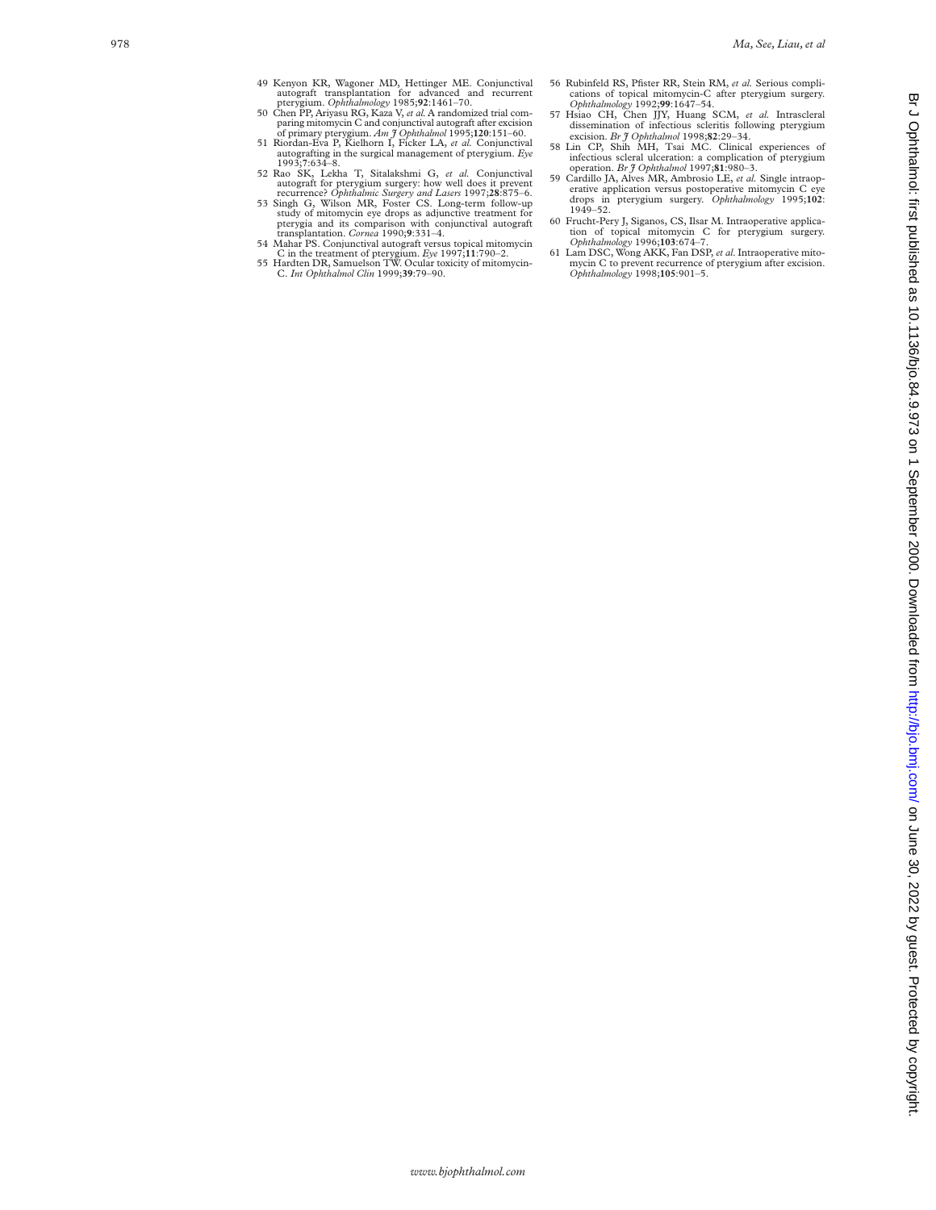49 Kenyon KR, Wagoner MD, Hettinger ME. Conjunctival autograft transplantation for advanced and recurrent pterygium. *Ophthalmology* 1985;**92**:1461–70.

50 Chen PP, Ariyasu RG, Kaza V, *et al*. A randomized trial comparing mitomycin C and conjunctival autograft after excision of primary pterygium. *Am J Ophthalmol* 1995;**120**:151–60.

51 Riordan-Eva P, Kielhorn I, Ficker LA, *et al.* Conjunctival autografting in the surgical management of pterygium. *Eye* 1993;**7**:634–8.

52 Rao SK, Lekha T, Sitalakshmi G, *et al.* Conjunctival autograft for pterygium surgery: how well does it prevent recurrence? *Ophthalmic Surgery and Lasers* 1997;**28**:875–6.

53 Singh G, Wilson MR, Foster CS. Long-term follow-up study of mitomycin eye drops as adjunctive treatment for pterygia and its comparison with conjunctival autograft transplantation. *Cornea* 1990;**9**:331–4.

54 Mahar PS. Conjunctival autograft versus topical mitomycin C in the treatment of pterygium. *Eye* 1997;**11**:790–2.

55 Hardten DR, Samuelson TW. Ocular toxicity of mitomycin-C. *Int Ophthalmol Clin* 1999;**39**:79–90.

56 Rubinfeld RS, Pfister RR, Stein RM, *et al.* Serious complications of topical mitomycin-C after pterygium surgery. *Ophthalmology* 1992;**99**:1647–54.

57 Hsiao CH, Chen JJY, Huang SCM, *et al.* Intrascleral dissemination of infectious scleritis following pterygium excision. *Br J Ophthalmol* 1998;**82**:29–34.

58 Lin CP, Shih MH, Tsai MC. Clinical experiences of infectious scleral ulceration: a complication of pterygium operation. *Br J Ophthalmol* 1997;**81**:980–3.

59 Cardillo JA, Alves MR, Ambrosio LE, *et al.* Single intraoperative application versus postoperative mitomycin C eye drops in pterygium surgery. *Ophthalmology* 1995;**102**:1949–52.

60 Frucht-Pery J, Siganos, CS, Ilsar M. Intraoperative application of topical mitomycin C for pterygium surgery. *Ophthalmology* 1996;**103**:674–7.

61 Lam DSC, Wong AKK, Fan DSP, *et al*. Intraoperative mitomycin C to prevent recurrence of pterygium after excision. *Ophthalmology* 1998;**105**:901–5.